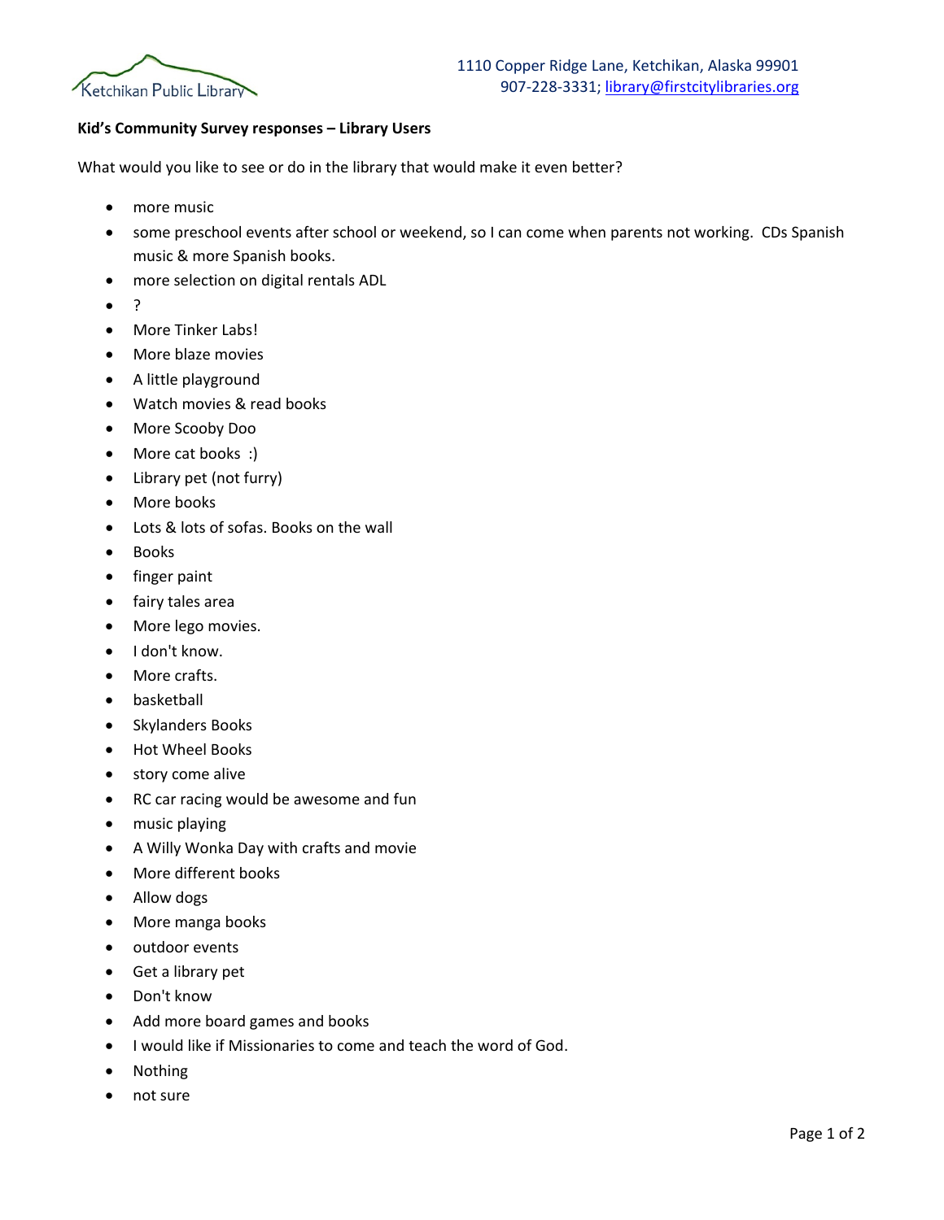Ketchikan Public Library

1110 Copper Ridge Lane, Ketchikan, Alaska 99901
907-228-3331; library@firstcitylibraries.org

**Kid's Community Survey responses – Library Users**

What would you like to see or do in the library that would make it even better?

- more music
- some preschool events after school or weekend, so I can come when parents not working. CDs Spanish music & more Spanish books.
- more selection on digital rentals ADL
- ?
- More Tinker Labs!
- More blaze movies
- A little playground
- Watch movies & read books
- More Scooby Doo
- More cat books :)
- Library pet (not furry)
- More books
- Lots & lots of sofas. Books on the wall
- Books
- finger paint
- fairy tales area
- More lego movies.
- I don't know.
- More crafts.
- basketball
- Skylanders Books
- Hot Wheel Books
- story come alive
- RC car racing would be awesome and fun
- music playing
- A Willy Wonka Day with crafts and movie
- More different books
- Allow dogs
- More manga books
- outdoor events
- Get a library pet
- Don't know
- Add more board games and books
- I would like if Missionaries to come and teach the word of God.
- Nothing
- not sure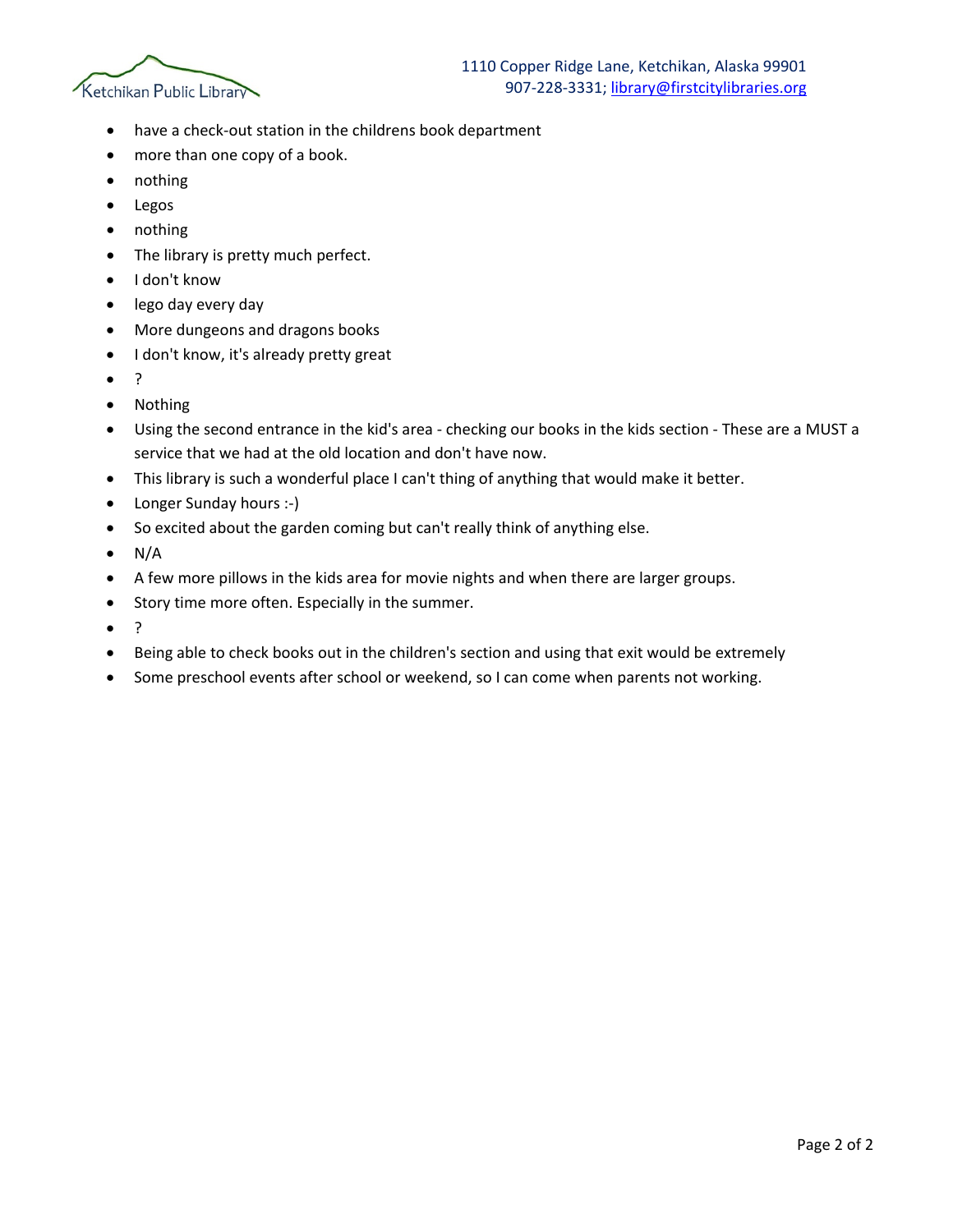- have a check-out station in the childrens book department
- more than one copy of a book.
- nothing
- Legos
- nothing
- The library is pretty much perfect.
- I don't know
- lego day every day
- More dungeons and dragons books
- I don't know, it's already pretty great
- ?
- Nothing
- Using the second entrance in the kid's area - checking our books in the kids section - These are a MUST a service that we had at the old location and don't have now.
- This library is such a wonderful place I can't thing of anything that would make it better.
- Longer Sunday hours :-)
- So excited about the garden coming but can't really think of anything else.
- N/A
- A few more pillows in the kids area for movie nights and when there are larger groups.
- Story time more often. Especially in the summer.
- ?
- Being able to check books out in the children's section and using that exit would be extremely
- Some preschool events after school or weekend, so I can come when parents not working.